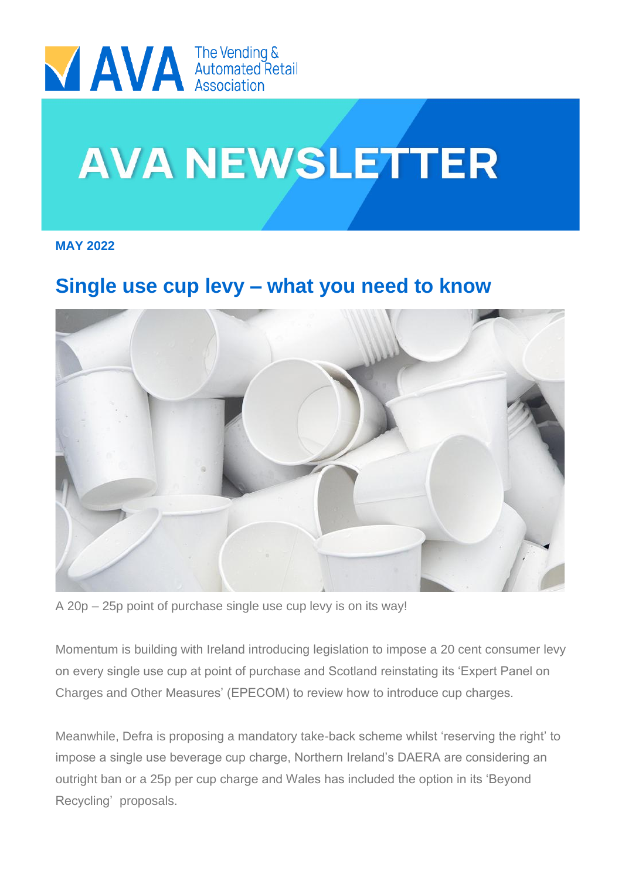AVA The Vending & Automated Retail Association

# AVA NEWSLETTER

**MAY 2022**

## Single use cup levy – what you need to know

A 20p – 25p point of purchase single use cup levy is on its way!

Momentum is building with Ireland introducing legislation to impose a 20 cent consumer levy on every single use cup at point of purchase and Scotland reinstating its 'Expert Panel on Charges and Other Measures' (EPECOM) to review how to introduce cup charges.

Meanwhile, Defra is proposing a mandatory take-back scheme whilst 'reserving the right' to impose a single use beverage cup charge, Northern Ireland's DAERA are considering an outright ban or a 25p per cup charge and Wales has included the option in its 'Beyond Recycling' proposals.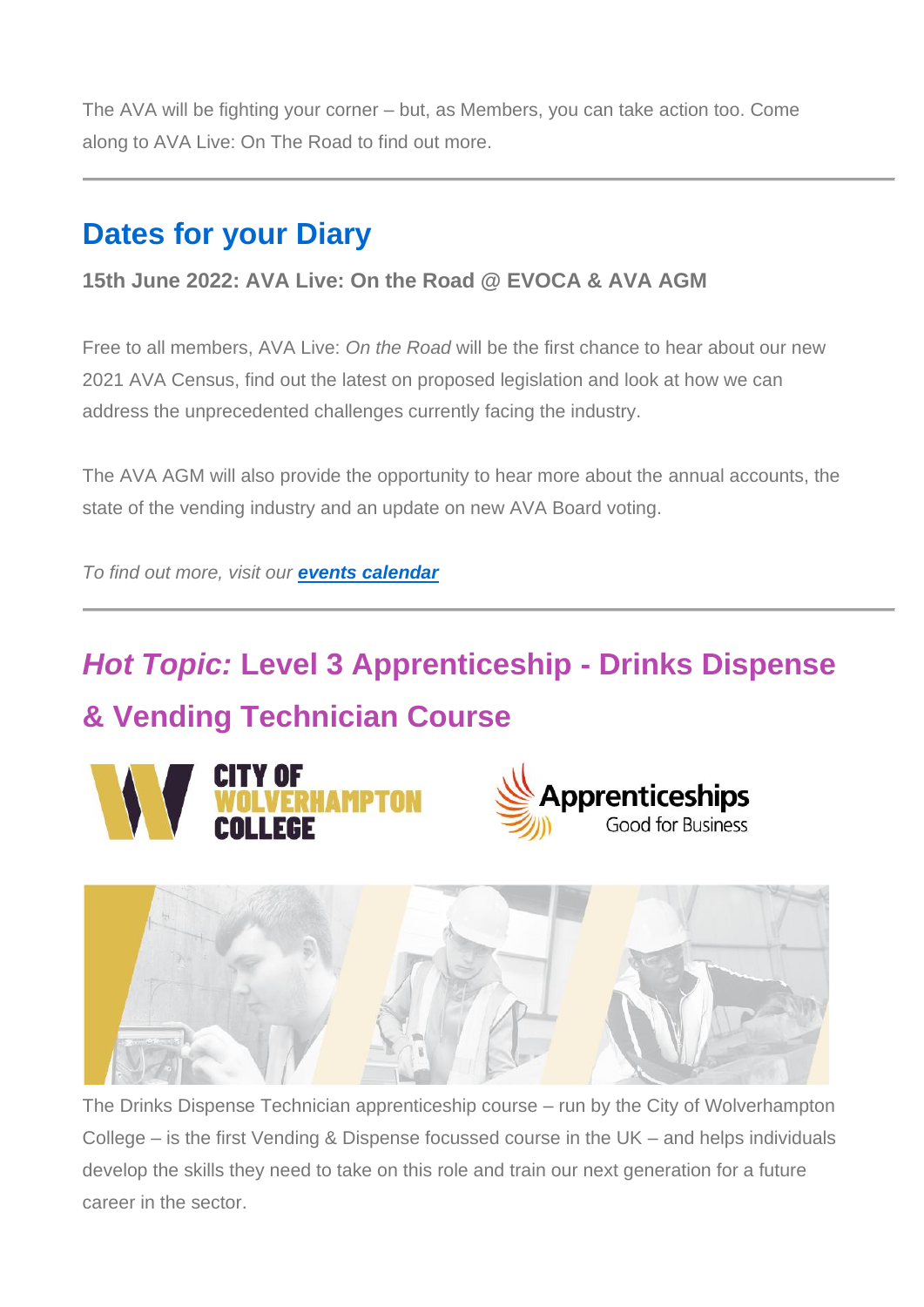The AVA will be fighting your corner – but, as Members, you can take action too. Come along to AVA Live: On The Road to find out more.

---

## Dates for your Diary

**15th June 2022: AVA Live: On the Road @ EVOCA & AVA AGM**

Free to all members, AVA Live: *On the Road* will be the first chance to hear about our new 2021 AVA Census, find out the latest on proposed legislation and look at how we can address the unprecedented challenges currently facing the industry.

The AVA AGM will also provide the opportunity to hear more about the annual accounts, the state of the vending industry and an update on new AVA Board voting.

*To find out more, visit our **events calendar***

---

## *Hot Topic:* Level 3 Apprenticeship - Drinks Dispense & Vending Technician Course

The Drinks Dispense Technician apprenticeship course – run by the City of Wolverhampton College – is the first Vending & Dispense focussed course in the UK – and helps individuals develop the skills they need to take on this role and train our next generation for a future career in the sector.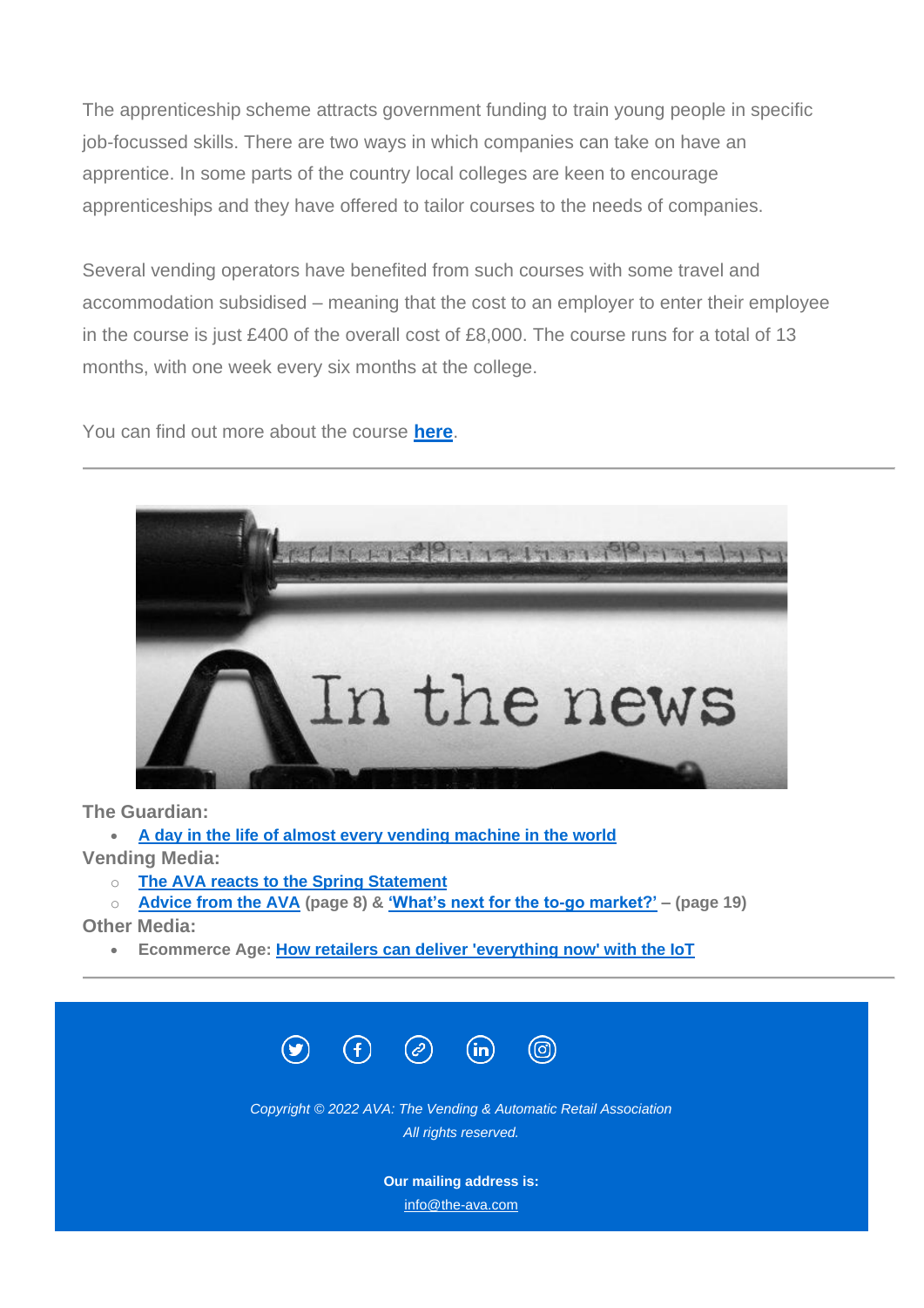The apprenticeship scheme attracts government funding to train young people in specific job-focussed skills. There are two ways in which companies can take on have an apprentice. In some parts of the country local colleges are keen to encourage apprenticeships and they have offered to tailor courses to the needs of companies.

Several vending operators have benefited from such courses with some travel and accommodation subsidised – meaning that the cost to an employer to enter their employee in the course is just £400 of the overall cost of £8,000. The course runs for a total of 13 months, with one week every six months at the college.

You can find out more about the course **here**.

---

**The Guardian:**

- **A day in the life of almost every vending machine in the world**

**Vending Media:**

- **The AVA reacts to the Spring Statement**
- **Advice from the AVA** (page 8) & **'What's next for the to-go market?'** – (page 19)

**Other Media:**

- **Ecommerce Age: How retailers can deliver 'everything now' with the IoT**

---

*Copyright © 2022 AVA: The Vending & Automatic Retail Association*
*All rights reserved.*

**Our mailing address is:**
info@the-ava.com